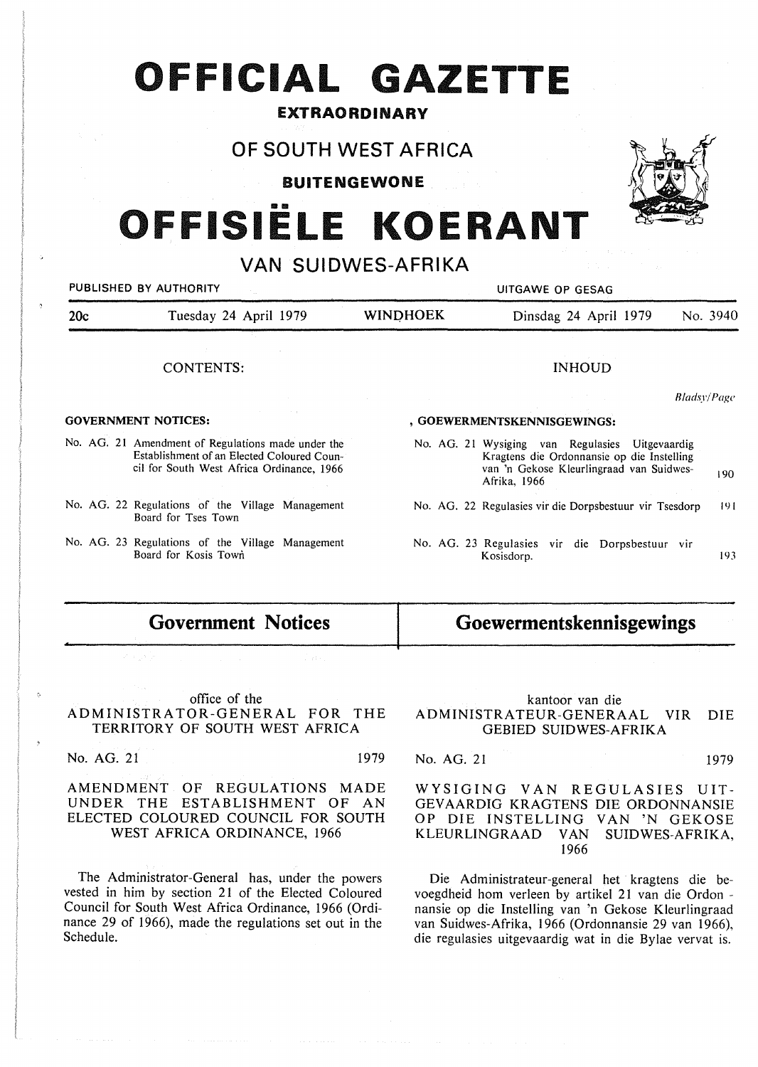# OFFICIAL GAZETTE

**EXTRAORDINARY**

## OF SOUTH WEST AFRICA

**BUITENGEWONE**

# OFFISIËLE KOERANT

## VAN SUIDWES-AFRIKA

PUBLISHED BY AUTHORITY — UITGAWE OP GESAG

20c — Tuesday 24 April 1979 — WINDHOEK — Dinsdag 24 April 1979 — No. 3940

CONTENTS:

**GOVERNMENT NOTICES:**

No. AG. 21 Amendment of Regulations made under the Establishment of an Elected Coloured Council for South West Africa Ordinance, 1966

No. AG. 22 Regulations of the Village Management Board for Tses Town

No. AG. 23 Regulations of the Village Management Board for Kosis Town

INHOUD

*Bladsy/Page*

**GOEWERMENTSKENNISGEWINGS:**

| | |
|---|---|
| No. AG. 21 Wysiging van Regulasies Uitgevaardig Kragtens die Ordonnansie op die Instelling van 'n Gekose Kleurlingraad van Suidwes-Afrika, 1966 | 190 |
| No. AG. 22 Regulasies vir die Dorpsbestuur vir Tsesdorp | 191 |
| No. AG. 23 Regulasies vir die Dorpsbestuur vir Kosisdorp. | 193 |

## Government Notices

office of the
ADMINISTRATOR-GENERAL FOR THE TERRITORY OF SOUTH WEST AFRICA

No. AG. 21 1979

AMENDMENT OF REGULATIONS MADE UNDER THE ESTABLISHMENT OF AN ELECTED COLOURED COUNCIL FOR SOUTH WEST AFRICA ORDINANCE, 1966

The Administrator-General has, under the powers vested in him by section 21 of the Elected Coloured Council for South West Africa Ordinance, 1966 (Ordinance 29 of 1966), made the regulations set out in the Schedule.

## Goewermentskennisgewings

kantoor van die
ADMINISTRATEUR-GENERAAL VIR DIE GEBIED SUIDWES-AFRIKA

No. AG. 21 1979

WYSIGING VAN REGULASIES UITGEVAARDIG KRAGTENS DIE ORDONNANSIE OP DIE INSTELLING VAN 'N GEKOSE KLEURLINGRAAD VAN SUIDWES-AFRIKA, 1966

Die Administrateur-general het kragtens die bevoegdheid hom verleen by artikel 21 van die Ordonnansie op die Instelling van 'n Gekose Kleurlingraad van Suidwes-Afrika, 1966 (Ordonnansie 29 van 1966), die regulasies uitgevaardig wat in die Bylae vervat is.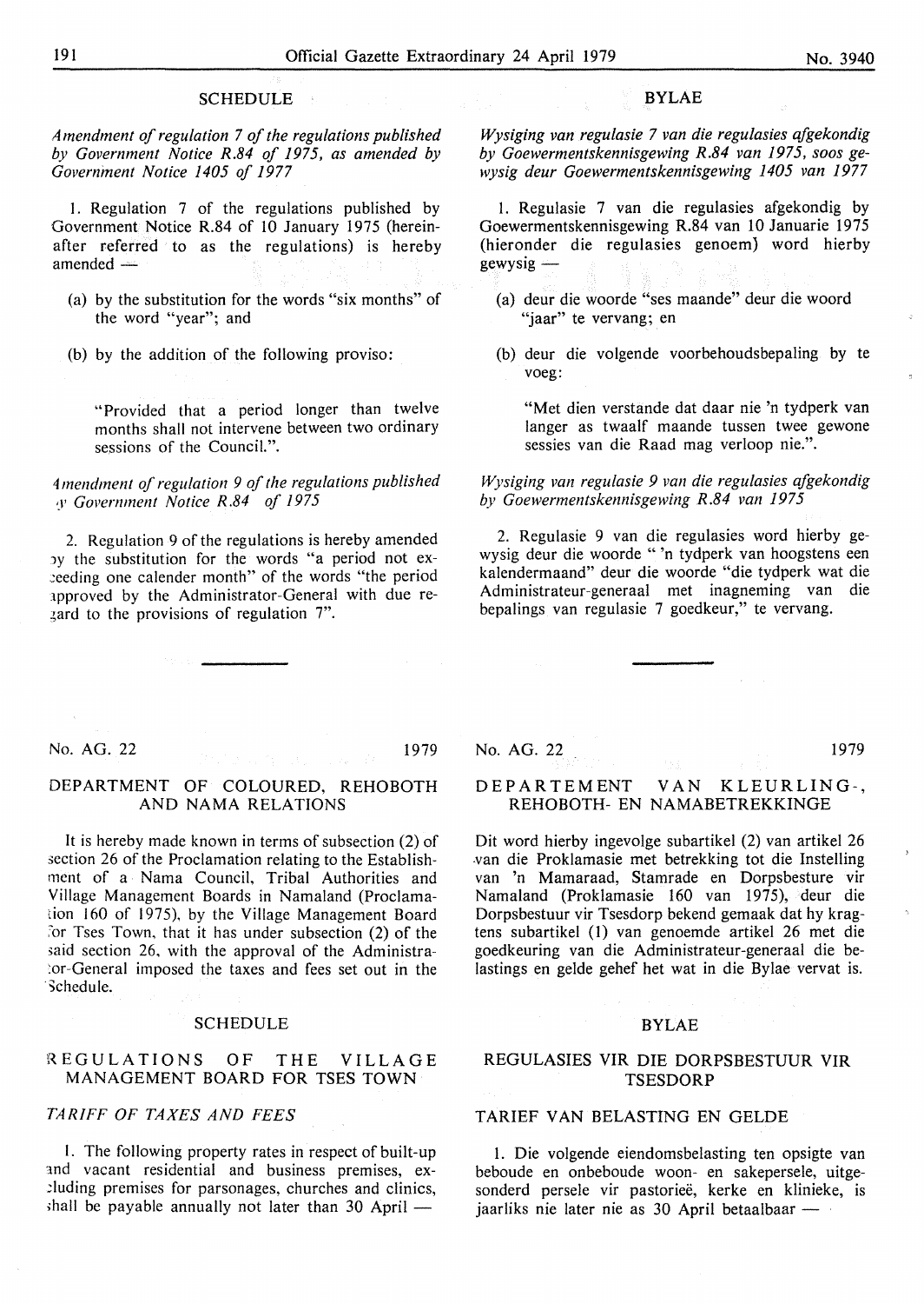## SCHEDULE

*Amendment of regulation 7 of the regulations published by Government Notice R.84 of 1975, as amended by Government Notice 1405 of 1977*

1. Regulation 7 of the regulations published by Government Notice R.84 of 10 January 1975 (hereinafter referred to as the regulations) is hereby amended —

(a) by the substitution for the words "six months" of the word "year"; and

(b) by the addition of the following proviso:

"Provided that a period longer than twelve months shall not intervene between two ordinary sessions of the Council.".

*Amendment of regulation 9 of the regulations published by Government Notice R.84 of 1975*

2. Regulation 9 of the regulations is hereby amended by the substitution for the words "a period not exceeding one calender month" of the words "the period approved by the Administrator-General with due regard to the provisions of regulation 7".

## BYLAE

*Wysiging van regulasie 7 van die regulasies afgekondig by Goewermentskennisgewing R.84 van 1975, soos gewysig deur Goewermentskennisgewing 1405 van 1977*

1. Regulasie 7 van die regulasies afgekondig by Goewermentskennisgewing R.84 van 10 Januarie 1975 (hieronder die regulasies genoem) word hierby gewysig —

(a) deur die woorde "ses maande" deur die woord "jaar" te vervang; en

(b) deur die volgende voorbehoudsbepaling by te voeg:

"Met dien verstande dat daar nie 'n tydperk van langer as twaalf maande tussen twee gewone sessies van die Raad mag verloop nie.".

*Wysiging van regulasie 9 van die regulasies afgekondig by Goewermentskennisgewing R.84 van 1975*

2. Regulasie 9 van die regulasies word hierby gewysig deur die woorde " 'n tydperk van hoogstens een kalendermaand" deur die woorde "die tydperk wat die Administrateur-generaal met inagneming van die bepalings van regulasie 7 goedkeur," te vervang.

---

No. AG. 22 1979

## DEPARTMENT OF COLOURED, REHOBOTH AND NAMA RELATIONS

It is hereby made known in terms of subsection (2) of section 26 of the Proclamation relating to the Establishment of a Nama Council, Tribal Authorities and Village Management Boards in Namaland (Proclamation 160 of 1975), by the Village Management Board for Tses Town, that it has under subsection (2) of the said section 26, with the approval of the Administrator-General imposed the taxes and fees set out in the Schedule.

## SCHEDULE

### REGULATIONS OF THE VILLAGE MANAGEMENT BOARD FOR TSES TOWN

*TARIFF OF TAXES AND FEES*

1. The following property rates in respect of built-up and vacant residential and business premises, excluding premises for parsonages, churches and clinics, shall be payable annually not later than 30 April —

No. AG. 22 1979

## DEPARTEMENT VAN KLEURLING-, REHOBOTH- EN NAMABETREKKINGE

Dit word hierby ingevolge subartikel (2) van artikel 26 van die Proklamasie met betrekking tot die Instelling van 'n Mamaraad, Stamrade en Dorpsbesture vir Namaland (Proklamasie 160 van 1975), deur die Dorpsbestuur vir Tsesdorp bekend gemaak dat hy kragtens subartikel (1) van genoemde artikel 26 met die goedkeuring van die Administrateur-generaal die belastings en gelde gehef het wat in die Bylae vervat is.

## BYLAE

### REGULASIES VIR DIE DORPSBESTUUR VIR TSESDORP

TARIEF VAN BELASTING EN GELDE

1. Die volgende eiendomsbelasting ten opsigte van beboude en onbeboude woon- en sakepersele, uitgesonderd persele vir pastorieë, kerke en klinieke, is jaarliks nie later nie as 30 April betaalbaar —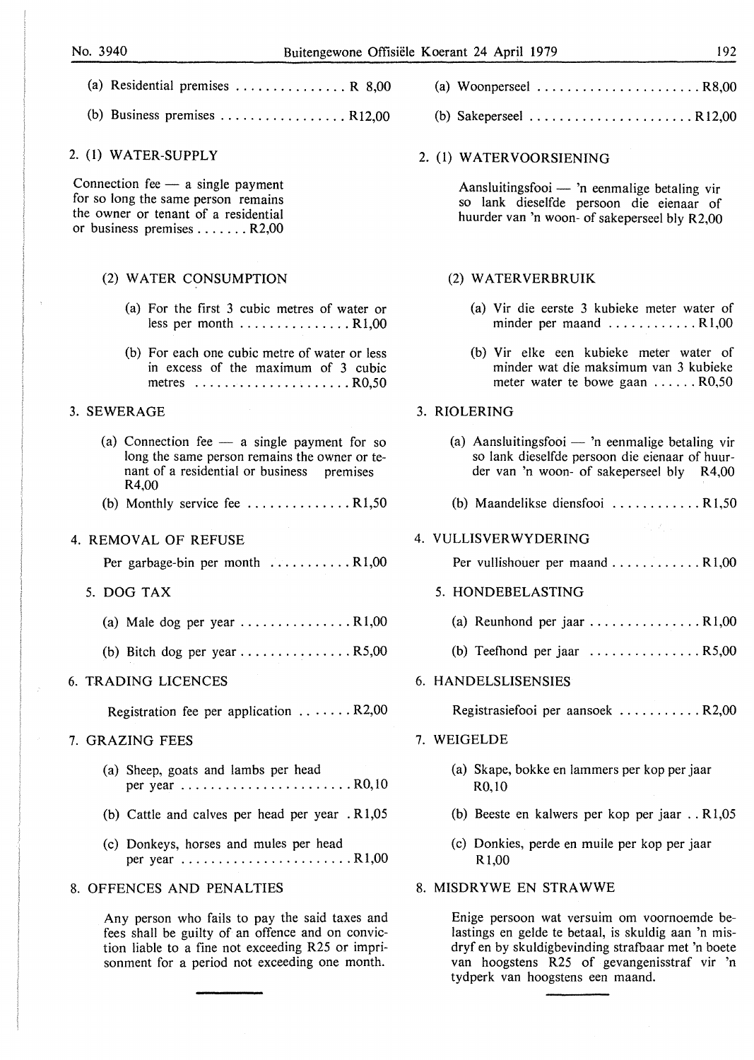(a) Residential premises ............... R 8,00

(b) Business premises ................. R12,00

2. (1) WATER-SUPPLY

Connection fee — a single payment for so long the same person remains the owner or tenant of a residential or business premises ....... R2,00

(2) WATER CONSUMPTION

(a) For the first 3 cubic metres of water or less per month ............... R1,00

(b) For each one cubic metre of water or less in excess of the maximum of 3 cubic metres ..................... R0,50

3. SEWERAGE

(a) Connection fee — a single payment for so long the same person remains the owner or tenant of a residential or business premises R4,00

(b) Monthly service fee .............. R1,50

4. REMOVAL OF REFUSE

Per garbage-bin per month ........... R1,00

5. DOG TAX

(a) Male dog per year ............... R1,00

(b) Bitch dog per year ............... R5,00

6. TRADING LICENCES

Registration fee per application ....... R2,00

7. GRAZING FEES

(a) Sheep, goats and lambs per head per year ....................... R0,10

(b) Cattle and calves per head per year . R1,05

(c) Donkeys, horses and mules per head per year ....................... R1,00

8. OFFENCES AND PENALTIES

Any person who fails to pay the said taxes and fees shall be guilty of an offence and on conviction liable to a fine not exceeding R25 or imprisonment for a period not exceeding one month.

---

(a) Woonperseel ...................... R8,00

(b) Sakeperseel ...................... R12,00

2. (1) WATERVOORSIENING

Aansluitingsfooi — 'n eenmalige betaling vir so lank dieselfde persoon die eienaar of huurder van 'n woon- of sakeperseel bly R2,00

(2) WATERVERBRUIK

(a) Vir die eerste 3 kubieke meter water of minder per maand ............ R1,00

(b) Vir elke een kubieke meter water of minder wat die maksimum van 3 kubieke meter water te bowe gaan ...... R0,50

3. RIOLERING

(a) Aansluitingsfooi — 'n eenmalige betaling vir so lank dieselfde persoon die eienaar of huurder van 'n woon- of sakeperseel bly R4,00

(b) Maandelikse diensfooi ............ R1,50

4. VULLISVERWYDERING

Per vullishouer per maand ............ R1,00

5. HONDEBELASTING

(a) Reunhond per jaar ............... R1,00

(b) Teefhond per jaar ............... R5,00

6. HANDELSLISENSIES

Registrasiefooi per aansoek ........... R2,00

7. WEIGELDE

(a) Skape, bokke en lammers per kop per jaar R0,10

(b) Beeste en kalwers per kop per jaar .. R1,05

(c) Donkies, perde en muile per kop per jaar R1,00

8. MISDRYWE EN STRAWWE

Enige persoon wat versuim om voornoemde belastings en gelde te betaal, is skuldig aan 'n misdryf en by skuldigbevinding strafbaar met 'n boete van hoogstens R25 of gevangenisstraf vir 'n tydperk van hoogstens een maand.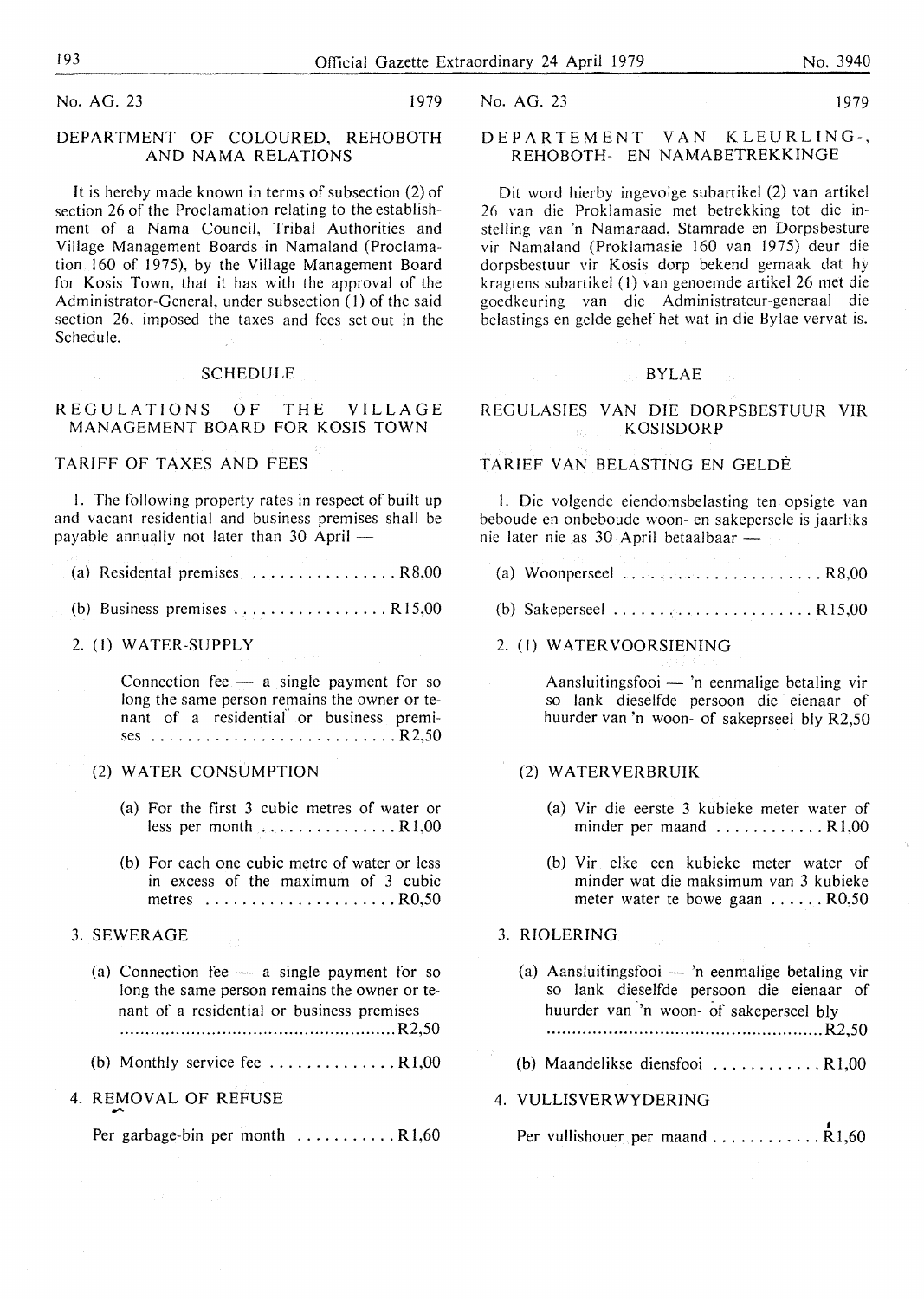No. AG. 23 1979

## DEPARTMENT OF COLOURED, REHOBOTH AND NAMA RELATIONS

It is hereby made known in terms of subsection (2) of section 26 of the Proclamation relating to the establishment of a Nama Council, Tribal Authorities and Village Management Boards in Namaland (Proclamation 160 of 1975), by the Village Management Board for Kosis Town, that it has with the approval of the Administrator-General, under subsection (1) of the said section 26, imposed the taxes and fees set out in the Schedule.

### SCHEDULE

### REGULATIONS OF THE VILLAGE MANAGEMENT BOARD FOR KOSIS TOWN

### TARIFF OF TAXES AND FEES

1. The following property rates in respect of built-up and vacant residential and business premises shall be payable annually not later than 30 April —

   (a) Residental premises ................ R8,00

   (b) Business premises ................. R15,00

2. (1) WATER-SUPPLY

   Connection fee — a single payment for so long the same person remains the owner or tenant of a residential or business premises ........................... R2,50

   (2) WATER CONSUMPTION

   (a) For the first 3 cubic metres of water or less per month ............... R1,00

   (b) For each one cubic metre of water or less in excess of the maximum of 3 cubic metres ..................... R0,50

3. SEWERAGE

   (a) Connection fee — a single payment for so long the same person remains the owner or tenant of a residential or business premises ..................................................... R2,50

   (b) Monthly service fee .............. R1,00

4. REMOVAL OF REFUSE

   Per garbage-bin per month ........... R1,60

No. AG. 23 1979

## DEPARTEMENT VAN KLEURLING-, REHOBOTH- EN NAMABETREKKINGE

Dit word hierby ingevolge subartikel (2) van artikel 26 van die Proklamasie met betrekking tot die instelling van 'n Namaraad, Stamrade en Dorpsbesture vir Namaland (Proklamasie 160 van 1975) deur die dorpsbestuur vir Kosis dorp bekend gemaak dat hy kragtens subartikel (1) van genoemde artikel 26 met die goedkeuring van die Administrateur-generaal die belastings en gelde gehef het wat in die Bylae vervat is.

### BYLAE

### REGULASIES VAN DIE DORPSBESTUUR VIR KOSISDORP

### TARIEF VAN BELASTING EN GELDE

1. Die volgende eiendomsbelasting ten opsigte van beboude en onbeboude woon- en sakepersele is jaarliks nie later nie as 30 April betaalbaar —

   (a) Woonperseel ....................... R8,00

   (b) Sakeperseel ....................... R15,00

2. (1) WATERVOORSIENING

   Aansluitingsfooi — 'n eenmalige betaling vir so lank dieselfde persoon die eienaar of huurder van 'n woon- of sakeprseel bly R2,50

   (2) WATERVERBRUIK

   (a) Vir die eerste 3 kubieke meter water of minder per maand ............ R1,00

   (b) Vir elke een kubieke meter water of minder wat die maksimum van 3 kubieke meter water te bowe gaan ...... R0,50

3. RIOLERING

   (a) Aansluitingsfooi — 'n eenmalige betaling vir so lank dieselfde persoon die eienaar of huurder van 'n woon- of sakeperseel bly ..................................................... R2,50

   (b) Maandelikse diensfooi ............ R1,00

4. VULLISVERWYDERING

   Per vullishouer per maand ............ R1,60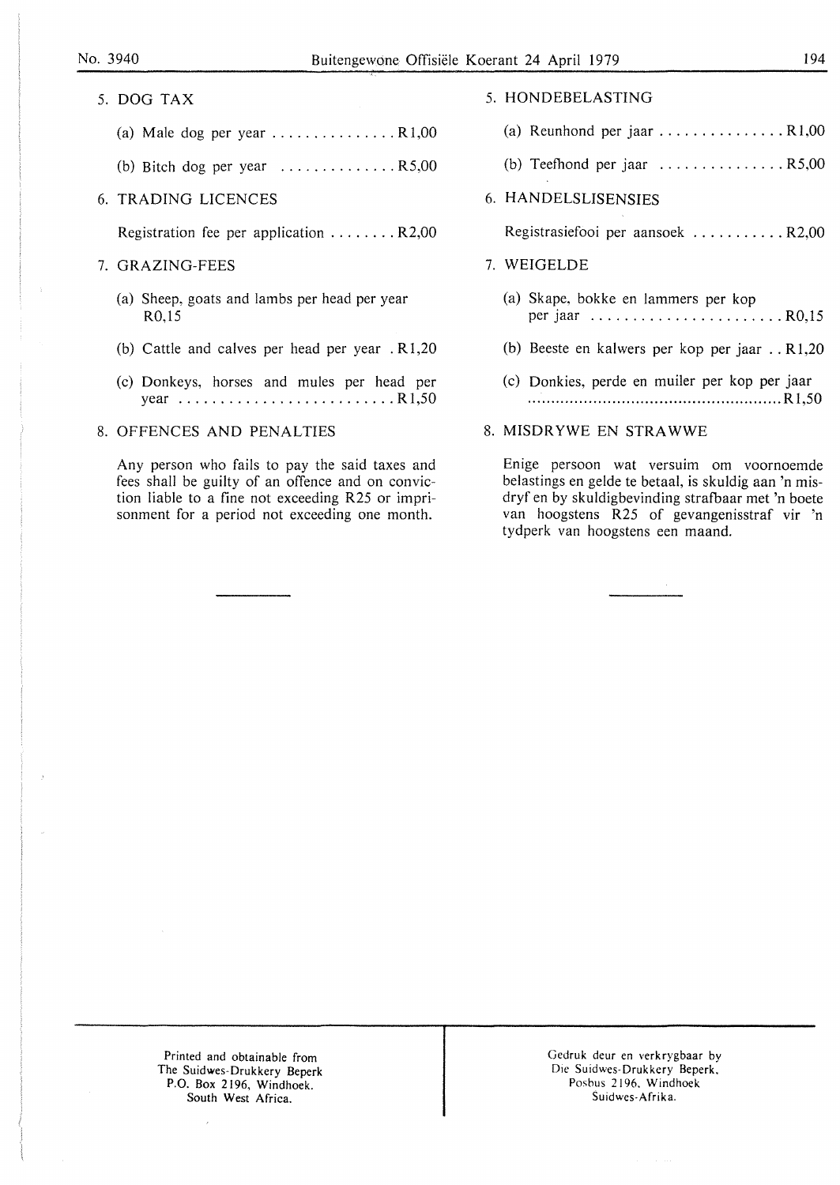5. DOG TAX

   (a) Male dog per year ............... R1,00

   (b) Bitch dog per year .............. R5,00

6. TRADING LICENCES

   Registration fee per application ........ R2,00

7. GRAZING-FEES

   (a) Sheep, goats and lambs per head per year R0,15

   (b) Cattle and calves per head per year . R1,20

   (c) Donkeys, horses and mules per head per year .......................... R1,50

8. OFFENCES AND PENALTIES

   Any person who fails to pay the said taxes and fees shall be guilty of an offence and on conviction liable to a fine not exceeding R25 or imprisonment for a period not exceeding one month.

---

5. HONDEBELASTING

   (a) Reunhond per jaar ............... R1,00

   (b) Teefhond per jaar ............... R5,00

6. HANDELSLISENSIES

   Registrasiefooi per aansoek ........... R2,00

7. WEIGELDE

   (a) Skape, bokke en lammers per kop per jaar ........................ R0,15

   (b) Beeste en kalwers per kop per jaar .. R1,20

   (c) Donkies, perde en muiler per kop per jaar ...................................................... R1,50

8. MISDRYWE EN STRAWWE

   Enige persoon wat versuim om voornoemde belastings en gelde te betaal, is skuldig aan 'n misdryf en by skuldigbevinding strafbaar met 'n boete van hoogstens R25 of gevangenisstraf vir 'n tydperk van hoogstens een maand.

---

Printed and obtainable from
The Suidwes-Drukkery Beperk
P.O. Box 2196, Windhoek.
South West Africa.

Gedruk deur en verkrygbaar by
Die Suidwes-Drukkery Beperk,
Posbus 2196, Windhoek
Suidwes-Afrika.